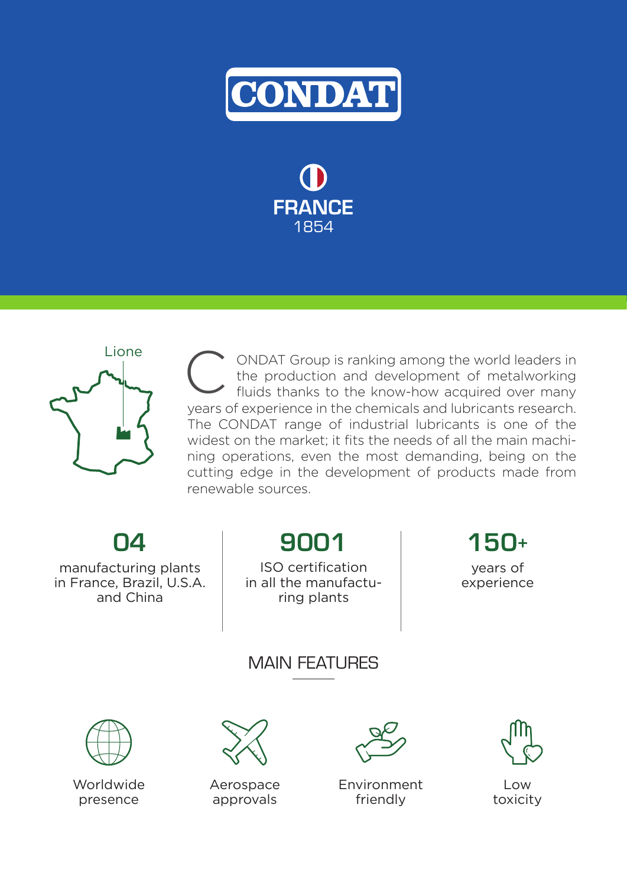# CONDAT

**FRANCE**
1854

Lione

CONDAT Group is ranking among the world leaders in the production and development of metalworking fluids thanks to the know-how acquired over many years of experience in the chemicals and lubricants research. The CONDAT range of industrial lubricants is one of the widest on the market; it fits the needs of all the main machining operations, even the most demanding, being on the cutting edge in the development of products made from renewable sources.

**04**
manufacturing plants in France, Brazil, U.S.A. and China

**9001**
ISO certification in all the manufacturing plants

**150+**
years of experience

## MAIN FEATURES

- Worldwide presence
- Aerospace approvals
- Environment friendly
- Low toxicity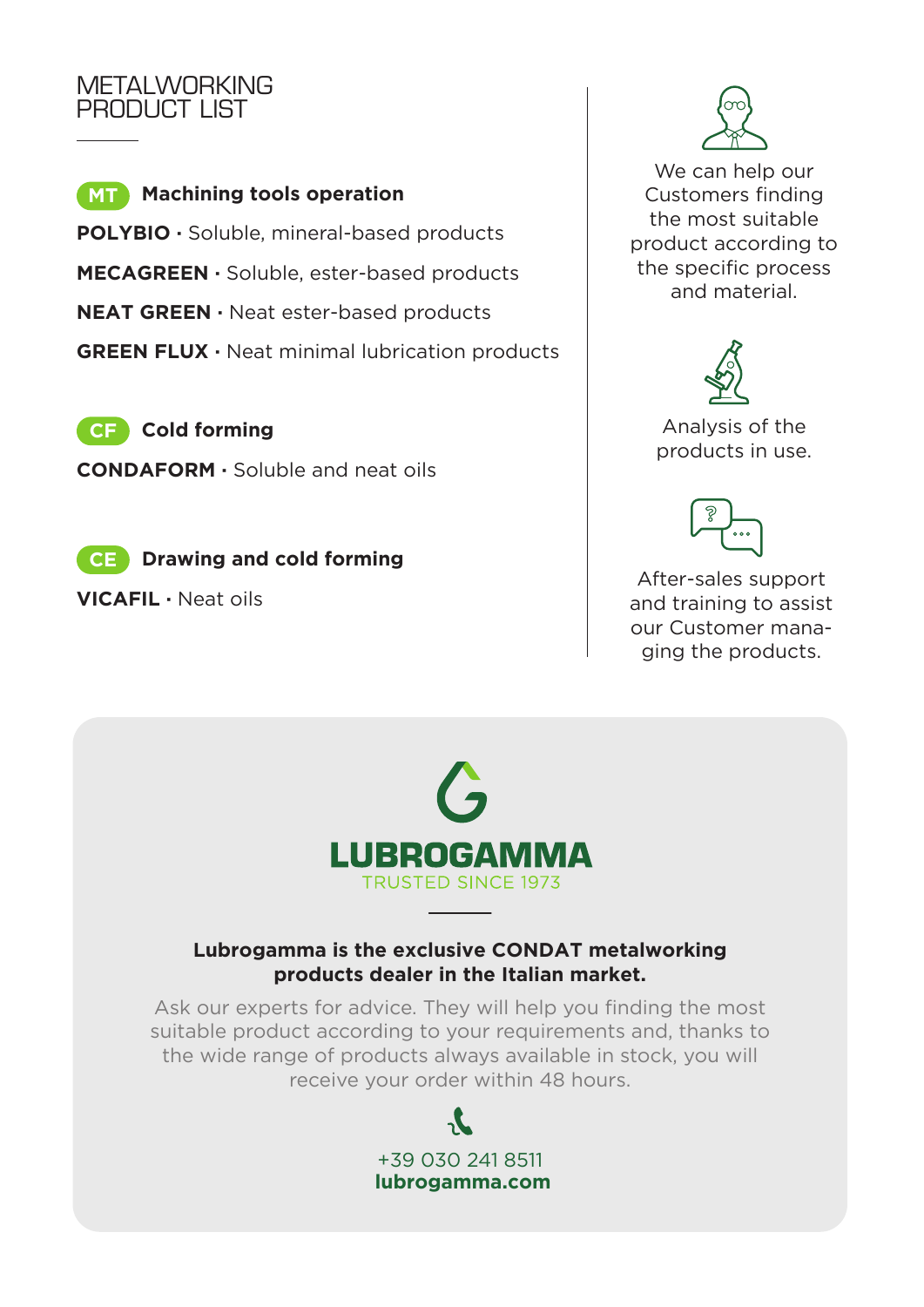# METALWORKING PRODUCT LIST

## MT Machining tools operation

**POLYBIO** · Soluble, mineral-based products

**MECAGREEN** · Soluble, ester-based products

**NEAT GREEN** · Neat ester-based products

**GREEN FLUX** · Neat minimal lubrication products

## CF Cold forming

**CONDAFORM** · Soluble and neat oils

## CE Drawing and cold forming

**VICAFIL** · Neat oils

We can help our Customers finding the most suitable product according to the specific process and material.

Analysis of the products in use.

After-sales support and training to assist our Customer managing the products.

LUBROGAMMA
TRUSTED SINCE 1973

**Lubrogamma is the exclusive CONDAT metalworking products dealer in the Italian market.**

Ask our experts for advice. They will help you finding the most suitable product according to your requirements and, thanks to the wide range of products always available in stock, you will receive your order within 48 hours.

+39 030 241 8511
**lubrogamma.com**